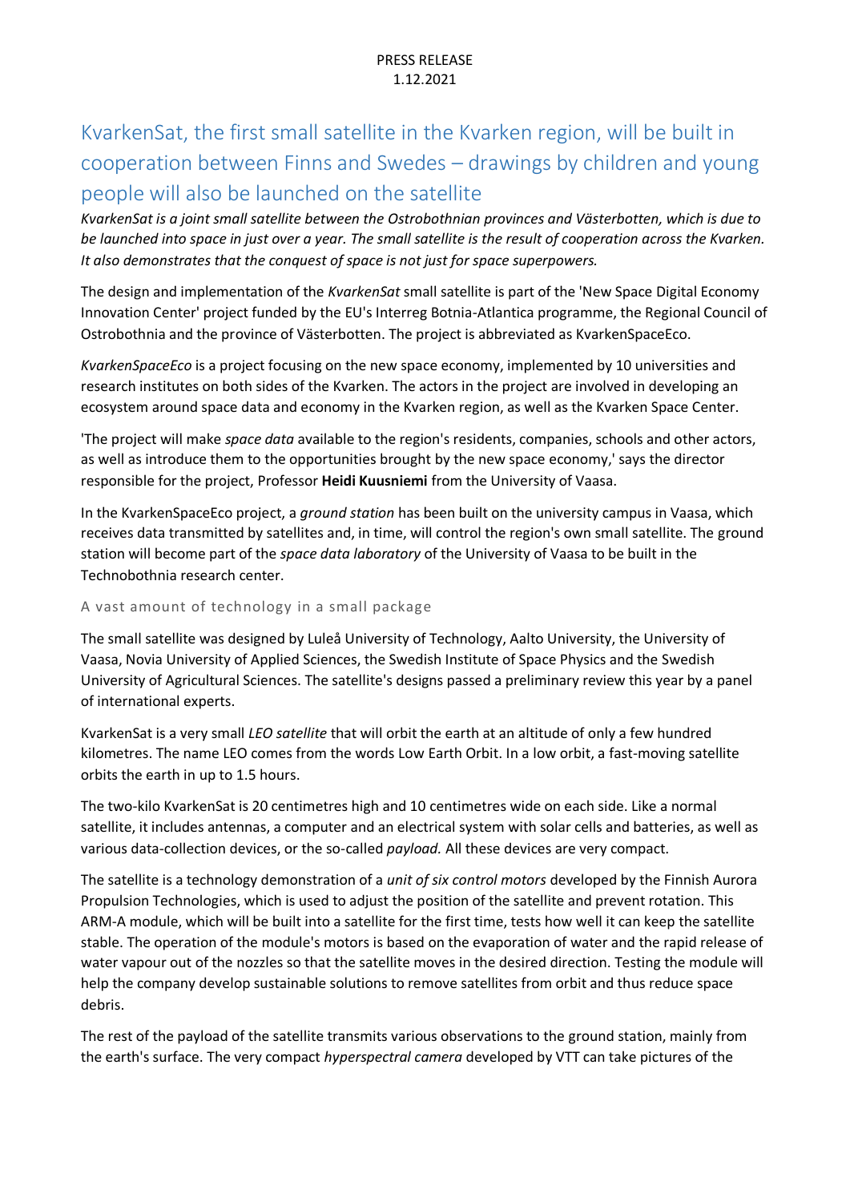PRESS RELEASE
1.12.2021

# KvarkenSat, the first small satellite in the Kvarken region, will be built in cooperation between Finns and Swedes – drawings by children and young people will also be launched on the satellite

*KvarkenSat is a joint small satellite between the Ostrobothnian provinces and Västerbotten, which is due to be launched into space in just over a year. The small satellite is the result of cooperation across the Kvarken. It also demonstrates that the conquest of space is not just for space superpowers.*

The design and implementation of the *KvarkenSat* small satellite is part of the 'New Space Digital Economy Innovation Center' project funded by the EU's Interreg Botnia-Atlantica programme, the Regional Council of Ostrobothnia and the province of Västerbotten. The project is abbreviated as KvarkenSpaceEco.

*KvarkenSpaceEco* is a project focusing on the new space economy, implemented by 10 universities and research institutes on both sides of the Kvarken. The actors in the project are involved in developing an ecosystem around space data and economy in the Kvarken region, as well as the Kvarken Space Center.

'The project will make *space data* available to the region's residents, companies, schools and other actors, as well as introduce them to the opportunities brought by the new space economy,' says the director responsible for the project, Professor **Heidi Kuusniemi** from the University of Vaasa.

In the KvarkenSpaceEco project, a *ground station* has been built on the university campus in Vaasa, which receives data transmitted by satellites and, in time, will control the region's own small satellite. The ground station will become part of the *space data laboratory* of the University of Vaasa to be built in the Technobothnia research center.

## A vast amount of technology in a small package

The small satellite was designed by Luleå University of Technology, Aalto University, the University of Vaasa, Novia University of Applied Sciences, the Swedish Institute of Space Physics and the Swedish University of Agricultural Sciences. The satellite's designs passed a preliminary review this year by a panel of international experts.

KvarkenSat is a very small *LEO satellite* that will orbit the earth at an altitude of only a few hundred kilometres. The name LEO comes from the words Low Earth Orbit. In a low orbit, a fast-moving satellite orbits the earth in up to 1.5 hours.

The two-kilo KvarkenSat is 20 centimetres high and 10 centimetres wide on each side. Like a normal satellite, it includes antennas, a computer and an electrical system with solar cells and batteries, as well as various data-collection devices, or the so-called *payload.* All these devices are very compact.

The satellite is a technology demonstration of a *unit of six control motors* developed by the Finnish Aurora Propulsion Technologies, which is used to adjust the position of the satellite and prevent rotation. This ARM-A module, which will be built into a satellite for the first time, tests how well it can keep the satellite stable. The operation of the module's motors is based on the evaporation of water and the rapid release of water vapour out of the nozzles so that the satellite moves in the desired direction. Testing the module will help the company develop sustainable solutions to remove satellites from orbit and thus reduce space debris.

The rest of the payload of the satellite transmits various observations to the ground station, mainly from the earth's surface. The very compact *hyperspectral camera* developed by VTT can take pictures of the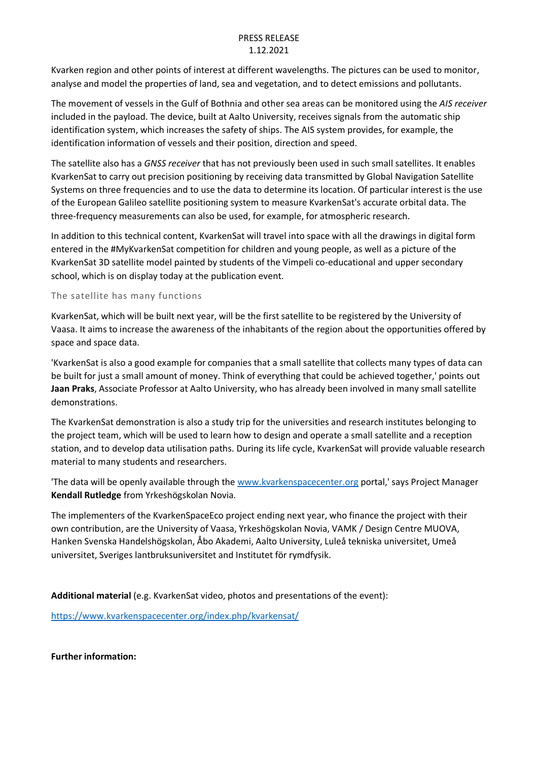Kvarken region and other points of interest at different wavelengths. The pictures can be used to monitor, analyse and model the properties of land, sea and vegetation, and to detect emissions and pollutants.

The movement of vessels in the Gulf of Bothnia and other sea areas can be monitored using the *AIS receiver* included in the payload. The device, built at Aalto University, receives signals from the automatic ship identification system, which increases the safety of ships. The AIS system provides, for example, the identification information of vessels and their position, direction and speed.

The satellite also has a *GNSS receiver* that has not previously been used in such small satellites. It enables KvarkenSat to carry out precision positioning by receiving data transmitted by Global Navigation Satellite Systems on three frequencies and to use the data to determine its location. Of particular interest is the use of the European Galileo satellite positioning system to measure KvarkenSat's accurate orbital data. The three-frequency measurements can also be used, for example, for atmospheric research.

In addition to this technical content, KvarkenSat will travel into space with all the drawings in digital form entered in the #MyKvarkenSat competition for children and young people, as well as a picture of the KvarkenSat 3D satellite model painted by students of the Vimpeli co-educational and upper secondary school, which is on display today at the publication event.

## The satellite has many functions

KvarkenSat, which will be built next year, will be the first satellite to be registered by the University of Vaasa. It aims to increase the awareness of the inhabitants of the region about the opportunities offered by space and space data.

'KvarkenSat is also a good example for companies that a small satellite that collects many types of data can be built for just a small amount of money. Think of everything that could be achieved together,' points out **Jaan Praks**, Associate Professor at Aalto University, who has already been involved in many small satellite demonstrations.

The KvarkenSat demonstration is also a study trip for the universities and research institutes belonging to the project team, which will be used to learn how to design and operate a small satellite and a reception station, and to develop data utilisation paths. During its life cycle, KvarkenSat will provide valuable research material to many students and researchers.

'The data will be openly available through the [www.kvarkenspacecenter.org](http://www.kvarkenspacecenter.org) portal,' says Project Manager **Kendall Rutledge** from Yrkeshögskolan Novia.

The implementers of the KvarkenSpaceEco project ending next year, who finance the project with their own contribution, are the University of Vaasa, Yrkeshögskolan Novia, VAMK / Design Centre MUOVA, Hanken Svenska Handelshögskolan, Åbo Akademi, Aalto University, Luleå tekniska universitet, Umeå universitet, Sveriges lantbruksuniversitet and Institutet för rymdfysik.

**Additional material** (e.g. KvarkenSat video, photos and presentations of the event):

[https://www.kvarkenspacecenter.org/index.php/kvarkensat/](https://www.kvarkenspacecenter.org/index.php/kvarkensat/)

**Further information:**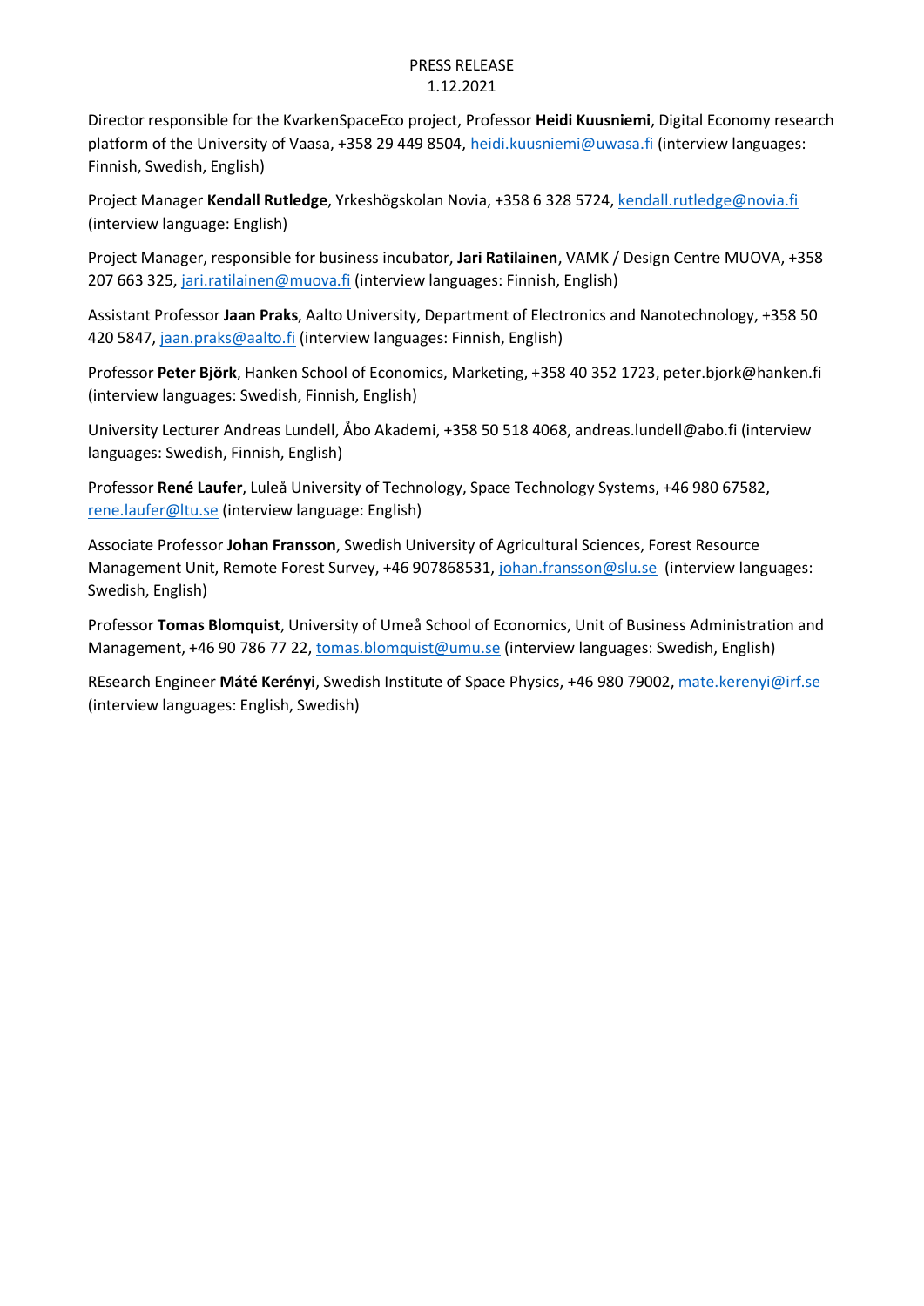PRESS RELEASE
1.12.2021

Director responsible for the KvarkenSpaceEco project, Professor **Heidi Kuusniemi**, Digital Economy research platform of the University of Vaasa, +358 29 449 8504, heidi.kuusniemi@uwasa.fi (interview languages: Finnish, Swedish, English)

Project Manager **Kendall Rutledge**, Yrkeshögskolan Novia, +358 6 328 5724, kendall.rutledge@novia.fi (interview language: English)

Project Manager, responsible for business incubator, **Jari Ratilainen**, VAMK / Design Centre MUOVA, +358 207 663 325, jari.ratilainen@muova.fi (interview languages: Finnish, English)

Assistant Professor **Jaan Praks**, Aalto University, Department of Electronics and Nanotechnology, +358 50 420 5847, jaan.praks@aalto.fi (interview languages: Finnish, English)

Professor **Peter Björk**, Hanken School of Economics, Marketing, +358 40 352 1723, peter.bjork@hanken.fi (interview languages: Swedish, Finnish, English)

University Lecturer Andreas Lundell, Åbo Akademi, +358 50 518 4068, andreas.lundell@abo.fi (interview languages: Swedish, Finnish, English)

Professor **René Laufer**, Luleå University of Technology, Space Technology Systems, +46 980 67582, rene.laufer@ltu.se (interview language: English)

Associate Professor **Johan Fransson**, Swedish University of Agricultural Sciences, Forest Resource Management Unit, Remote Forest Survey, +46 907868531, johan.fransson@slu.se (interview languages: Swedish, English)

Professor **Tomas Blomquist**, University of Umeå School of Economics, Unit of Business Administration and Management, +46 90 786 77 22, tomas.blomquist@umu.se (interview languages: Swedish, English)

REsearch Engineer **Máté Kerényi**, Swedish Institute of Space Physics, +46 980 79002, mate.kerenyi@irf.se (interview languages: English, Swedish)